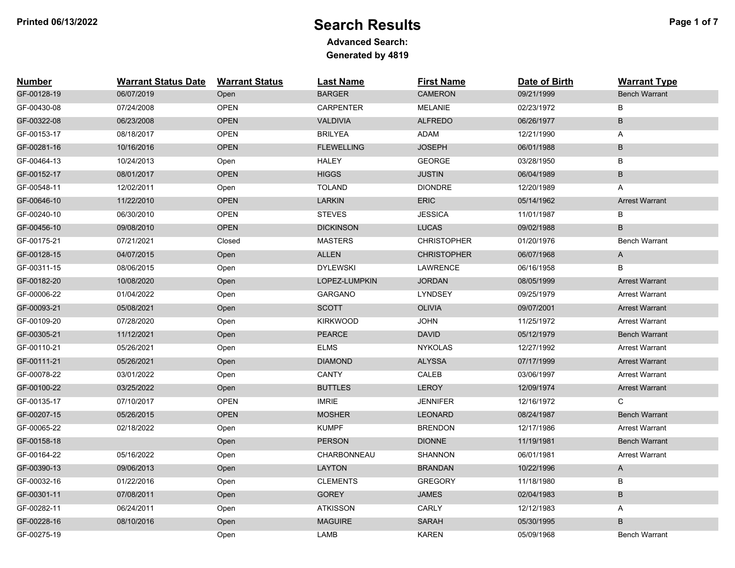# Search Results

**Advanced Search:**

**Generated by 4819**

Printed 06/13/2022

| Number | Warrant Status Date | Warrant Status | Last Name | First Name | Date of Birth | Warrant Type |
|---|---|---|---|---|---|---|
| GF-00128-19 | 06/07/2019 | Open | BARGER | CAMERON | 09/21/1999 | Bench Warrant |
| GF-00430-08 | 07/24/2008 | OPEN | CARPENTER | MELANIE | 02/23/1972 | B |
| GF-00322-08 | 06/23/2008 | OPEN | VALDIVIA | ALFREDO | 06/26/1977 | B |
| GF-00153-17 | 08/18/2017 | OPEN | BRILYEA | ADAM | 12/21/1990 | A |
| GF-00281-16 | 10/16/2016 | OPEN | FLEWELLING | JOSEPH | 06/01/1988 | B |
| GF-00464-13 | 10/24/2013 | Open | HALEY | GEORGE | 03/28/1950 | B |
| GF-00152-17 | 08/01/2017 | OPEN | HIGGS | JUSTIN | 06/04/1989 | B |
| GF-00548-11 | 12/02/2011 | Open | TOLAND | DIONDRE | 12/20/1989 | A |
| GF-00646-10 | 11/22/2010 | OPEN | LARKIN | ERIC | 05/14/1962 | Arrest Warrant |
| GF-00240-10 | 06/30/2010 | OPEN | STEVES | JESSICA | 11/01/1987 | B |
| GF-00456-10 | 09/08/2010 | OPEN | DICKINSON | LUCAS | 09/02/1988 | B |
| GF-00175-21 | 07/21/2021 | Closed | MASTERS | CHRISTOPHER | 01/20/1976 | Bench Warrant |
| GF-00128-15 | 04/07/2015 | Open | ALLEN | CHRISTOPHER | 06/07/1968 | A |
| GF-00311-15 | 08/06/2015 | Open | DYLEWSKI | LAWRENCE | 06/16/1958 | B |
| GF-00182-20 | 10/08/2020 | Open | LOPEZ-LUMPKIN | JORDAN | 08/05/1999 | Arrest Warrant |
| GF-00006-22 | 01/04/2022 | Open | GARGANO | LYNDSEY | 09/25/1979 | Arrest Warrant |
| GF-00093-21 | 05/08/2021 | Open | SCOTT | OLIVIA | 09/07/2001 | Arrest Warrant |
| GF-00109-20 | 07/28/2020 | Open | KIRKWOOD | JOHN | 11/25/1972 | Arrest Warrant |
| GF-00305-21 | 11/12/2021 | Open | PEARCE | DAVID | 05/12/1979 | Bench Warrant |
| GF-00110-21 | 05/26/2021 | Open | ELMS | NYKOLAS | 12/27/1992 | Arrest Warrant |
| GF-00111-21 | 05/26/2021 | Open | DIAMOND | ALYSSA | 07/17/1999 | Arrest Warrant |
| GF-00078-22 | 03/01/2022 | Open | CANTY | CALEB | 03/06/1997 | Arrest Warrant |
| GF-00100-22 | 03/25/2022 | Open | BUTTLES | LEROY | 12/09/1974 | Arrest Warrant |
| GF-00135-17 | 07/10/2017 | OPEN | IMRIE | JENNIFER | 12/16/1972 | C |
| GF-00207-15 | 05/26/2015 | OPEN | MOSHER | LEONARD | 08/24/1987 | Bench Warrant |
| GF-00065-22 | 02/18/2022 | Open | KUMPF | BRENDON | 12/17/1986 | Arrest Warrant |
| GF-00158-18 | | Open | PERSON | DIONNE | 11/19/1981 | Bench Warrant |
| GF-00164-22 | 05/16/2022 | Open | CHARBONNEAU | SHANNON | 06/01/1981 | Arrest Warrant |
| GF-00390-13 | 09/06/2013 | Open | LAYTON | BRANDAN | 10/22/1996 | A |
| GF-00032-16 | 01/22/2016 | Open | CLEMENTS | GREGORY | 11/18/1980 | B |
| GF-00301-11 | 07/08/2011 | Open | GOREY | JAMES | 02/04/1983 | B |
| GF-00282-11 | 06/24/2011 | Open | ATKISSON | CARLY | 12/12/1983 | A |
| GF-00228-16 | 08/10/2016 | Open | MAGUIRE | SARAH | 05/30/1995 | B |
| GF-00275-19 | | Open | LAMB | KAREN | 05/09/1968 | Bench Warrant |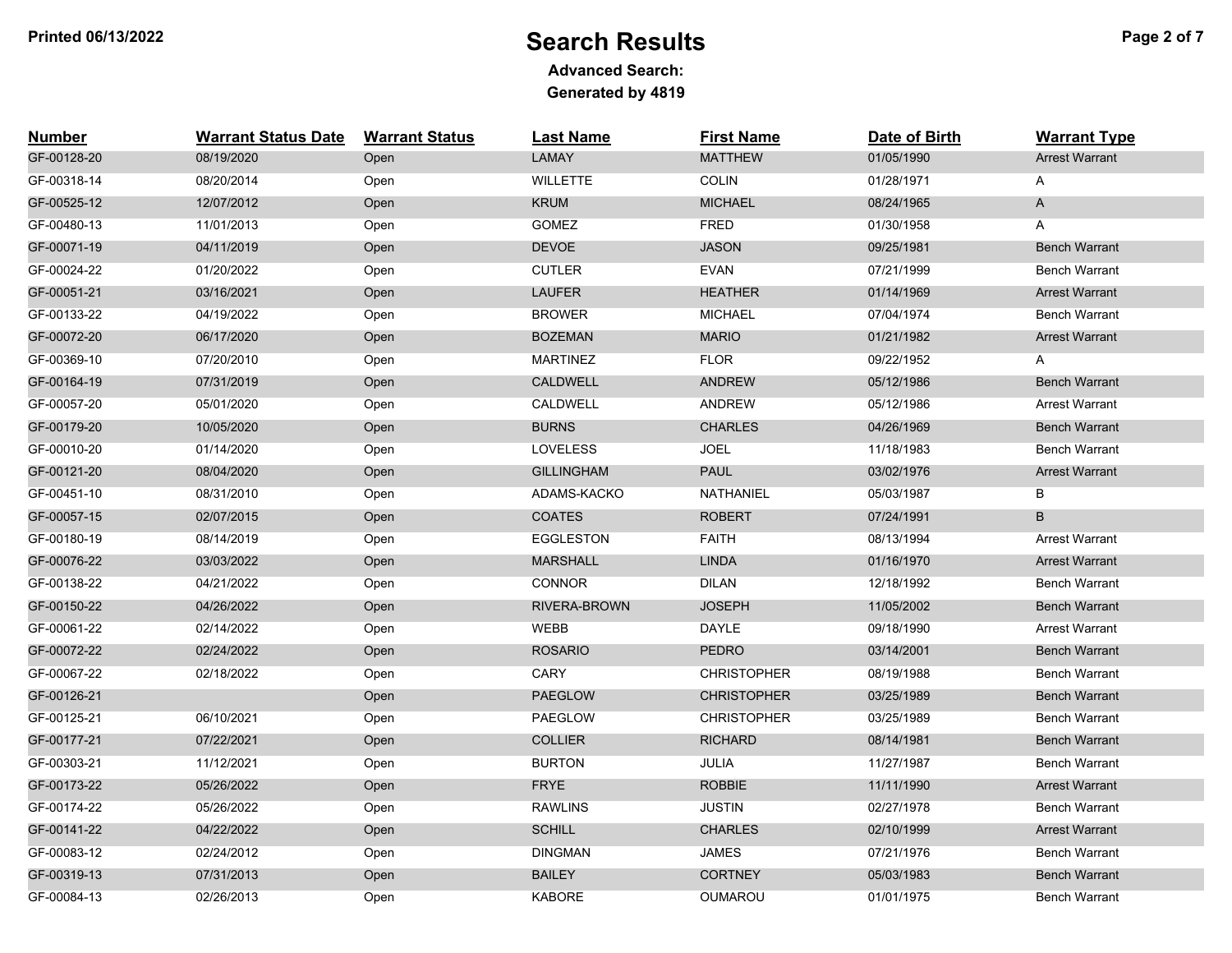# Search Results

**Printed 06/13/2022**

**Advanced Search:**

**Generated by 4819**

| Number | Warrant Status Date | Warrant Status | Last Name | First Name | Date of Birth | Warrant Type |
|---|---|---|---|---|---|---|
| GF-00128-20 | 08/19/2020 | Open | LAMAY | MATTHEW | 01/05/1990 | Arrest Warrant |
| GF-00318-14 | 08/20/2014 | Open | WILLETTE | COLIN | 01/28/1971 | A |
| GF-00525-12 | 12/07/2012 | Open | KRUM | MICHAEL | 08/24/1965 | A |
| GF-00480-13 | 11/01/2013 | Open | GOMEZ | FRED | 01/30/1958 | A |
| GF-00071-19 | 04/11/2019 | Open | DEVOE | JASON | 09/25/1981 | Bench Warrant |
| GF-00024-22 | 01/20/2022 | Open | CUTLER | EVAN | 07/21/1999 | Bench Warrant |
| GF-00051-21 | 03/16/2021 | Open | LAUFER | HEATHER | 01/14/1969 | Arrest Warrant |
| GF-00133-22 | 04/19/2022 | Open | BROWER | MICHAEL | 07/04/1974 | Bench Warrant |
| GF-00072-20 | 06/17/2020 | Open | BOZEMAN | MARIO | 01/21/1982 | Arrest Warrant |
| GF-00369-10 | 07/20/2010 | Open | MARTINEZ | FLOR | 09/22/1952 | A |
| GF-00164-19 | 07/31/2019 | Open | CALDWELL | ANDREW | 05/12/1986 | Bench Warrant |
| GF-00057-20 | 05/01/2020 | Open | CALDWELL | ANDREW | 05/12/1986 | Arrest Warrant |
| GF-00179-20 | 10/05/2020 | Open | BURNS | CHARLES | 04/26/1969 | Bench Warrant |
| GF-00010-20 | 01/14/2020 | Open | LOVELESS | JOEL | 11/18/1983 | Bench Warrant |
| GF-00121-20 | 08/04/2020 | Open | GILLINGHAM | PAUL | 03/02/1976 | Arrest Warrant |
| GF-00451-10 | 08/31/2010 | Open | ADAMS-KACKO | NATHANIEL | 05/03/1987 | B |
| GF-00057-15 | 02/07/2015 | Open | COATES | ROBERT | 07/24/1991 | B |
| GF-00180-19 | 08/14/2019 | Open | EGGLESTON | FAITH | 08/13/1994 | Arrest Warrant |
| GF-00076-22 | 03/03/2022 | Open | MARSHALL | LINDA | 01/16/1970 | Arrest Warrant |
| GF-00138-22 | 04/21/2022 | Open | CONNOR | DILAN | 12/18/1992 | Bench Warrant |
| GF-00150-22 | 04/26/2022 | Open | RIVERA-BROWN | JOSEPH | 11/05/2002 | Bench Warrant |
| GF-00061-22 | 02/14/2022 | Open | WEBB | DAYLE | 09/18/1990 | Arrest Warrant |
| GF-00072-22 | 02/24/2022 | Open | ROSARIO | PEDRO | 03/14/2001 | Bench Warrant |
| GF-00067-22 | 02/18/2022 | Open | CARY | CHRISTOPHER | 08/19/1988 | Bench Warrant |
| GF-00126-21 | | Open | PAEGLOW | CHRISTOPHER | 03/25/1989 | Bench Warrant |
| GF-00125-21 | 06/10/2021 | Open | PAEGLOW | CHRISTOPHER | 03/25/1989 | Bench Warrant |
| GF-00177-21 | 07/22/2021 | Open | COLLIER | RICHARD | 08/14/1981 | Bench Warrant |
| GF-00303-21 | 11/12/2021 | Open | BURTON | JULIA | 11/27/1987 | Bench Warrant |
| GF-00173-22 | 05/26/2022 | Open | FRYE | ROBBIE | 11/11/1990 | Arrest Warrant |
| GF-00174-22 | 05/26/2022 | Open | RAWLINS | JUSTIN | 02/27/1978 | Bench Warrant |
| GF-00141-22 | 04/22/2022 | Open | SCHILL | CHARLES | 02/10/1999 | Arrest Warrant |
| GF-00083-12 | 02/24/2012 | Open | DINGMAN | JAMES | 07/21/1976 | Bench Warrant |
| GF-00319-13 | 07/31/2013 | Open | BAILEY | CORTNEY | 05/03/1983 | Bench Warrant |
| GF-00084-13 | 02/26/2013 | Open | KABORE | OUMAROU | 01/01/1975 | Bench Warrant |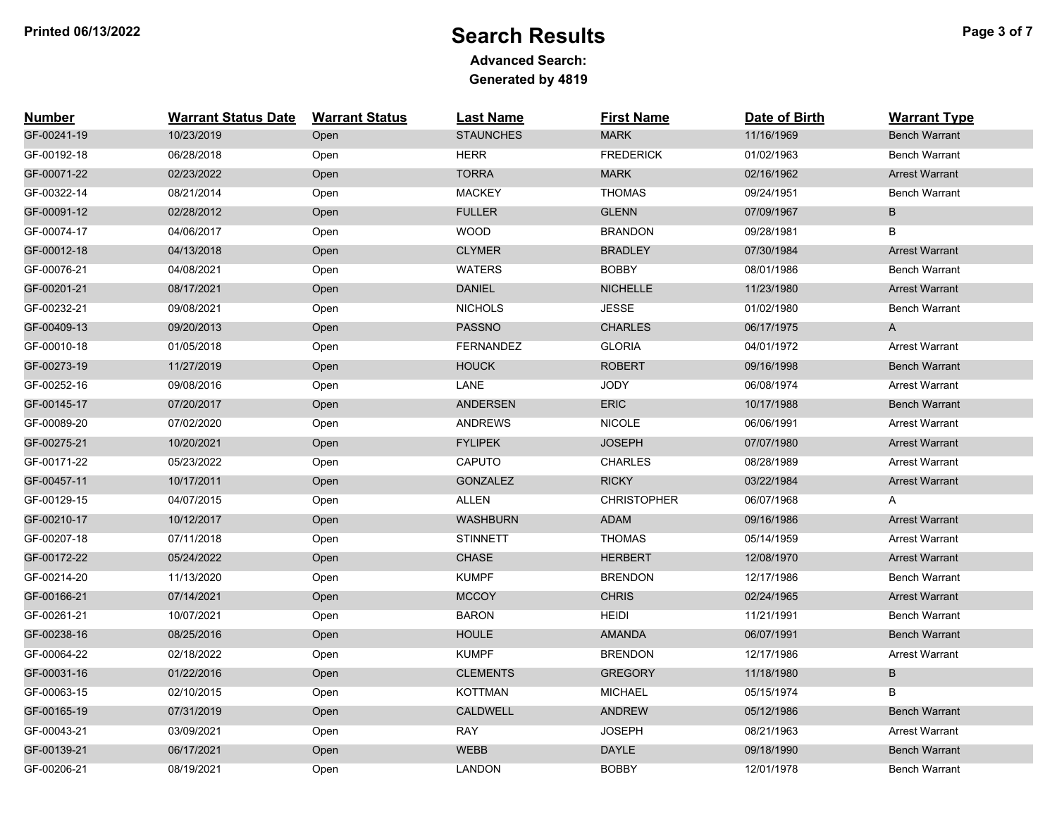# Search Results

**Advanced Search:**

**Generated by 4819**

| Number | Warrant Status Date | Warrant Status | Last Name | First Name | Date of Birth | Warrant Type |
|---|---|---|---|---|---|---|
| GF-00241-19 | 10/23/2019 | Open | STAUNCHES | MARK | 11/16/1969 | Bench Warrant |
| GF-00192-18 | 06/28/2018 | Open | HERR | FREDERICK | 01/02/1963 | Bench Warrant |
| GF-00071-22 | 02/23/2022 | Open | TORRA | MARK | 02/16/1962 | Arrest Warrant |
| GF-00322-14 | 08/21/2014 | Open | MACKEY | THOMAS | 09/24/1951 | Bench Warrant |
| GF-00091-12 | 02/28/2012 | Open | FULLER | GLENN | 07/09/1967 | B |
| GF-00074-17 | 04/06/2017 | Open | WOOD | BRANDON | 09/28/1981 | B |
| GF-00012-18 | 04/13/2018 | Open | CLYMER | BRADLEY | 07/30/1984 | Arrest Warrant |
| GF-00076-21 | 04/08/2021 | Open | WATERS | BOBBY | 08/01/1986 | Bench Warrant |
| GF-00201-21 | 08/17/2021 | Open | DANIEL | NICHELLE | 11/23/1980 | Arrest Warrant |
| GF-00232-21 | 09/08/2021 | Open | NICHOLS | JESSE | 01/02/1980 | Bench Warrant |
| GF-00409-13 | 09/20/2013 | Open | PASSNO | CHARLES | 06/17/1975 | A |
| GF-00010-18 | 01/05/2018 | Open | FERNANDEZ | GLORIA | 04/01/1972 | Arrest Warrant |
| GF-00273-19 | 11/27/2019 | Open | HOUCK | ROBERT | 09/16/1998 | Bench Warrant |
| GF-00252-16 | 09/08/2016 | Open | LANE | JODY | 06/08/1974 | Arrest Warrant |
| GF-00145-17 | 07/20/2017 | Open | ANDERSEN | ERIC | 10/17/1988 | Bench Warrant |
| GF-00089-20 | 07/02/2020 | Open | ANDREWS | NICOLE | 06/06/1991 | Arrest Warrant |
| GF-00275-21 | 10/20/2021 | Open | FYLIPEK | JOSEPH | 07/07/1980 | Arrest Warrant |
| GF-00171-22 | 05/23/2022 | Open | CAPUTO | CHARLES | 08/28/1989 | Arrest Warrant |
| GF-00457-11 | 10/17/2011 | Open | GONZALEZ | RICKY | 03/22/1984 | Arrest Warrant |
| GF-00129-15 | 04/07/2015 | Open | ALLEN | CHRISTOPHER | 06/07/1968 | A |
| GF-00210-17 | 10/12/2017 | Open | WASHBURN | ADAM | 09/16/1986 | Arrest Warrant |
| GF-00207-18 | 07/11/2018 | Open | STINNETT | THOMAS | 05/14/1959 | Arrest Warrant |
| GF-00172-22 | 05/24/2022 | Open | CHASE | HERBERT | 12/08/1970 | Arrest Warrant |
| GF-00214-20 | 11/13/2020 | Open | KUMPF | BRENDON | 12/17/1986 | Bench Warrant |
| GF-00166-21 | 07/14/2021 | Open | MCCOY | CHRIS | 02/24/1965 | Arrest Warrant |
| GF-00261-21 | 10/07/2021 | Open | BARON | HEIDI | 11/21/1991 | Bench Warrant |
| GF-00238-16 | 08/25/2016 | Open | HOULE | AMANDA | 06/07/1991 | Bench Warrant |
| GF-00064-22 | 02/18/2022 | Open | KUMPF | BRENDON | 12/17/1986 | Arrest Warrant |
| GF-00031-16 | 01/22/2016 | Open | CLEMENTS | GREGORY | 11/18/1980 | B |
| GF-00063-15 | 02/10/2015 | Open | KOTTMAN | MICHAEL | 05/15/1974 | B |
| GF-00165-19 | 07/31/2019 | Open | CALDWELL | ANDREW | 05/12/1986 | Bench Warrant |
| GF-00043-21 | 03/09/2021 | Open | RAY | JOSEPH | 08/21/1963 | Arrest Warrant |
| GF-00139-21 | 06/17/2021 | Open | WEBB | DAYLE | 09/18/1990 | Bench Warrant |
| GF-00206-21 | 08/19/2021 | Open | LANDON | BOBBY | 12/01/1978 | Bench Warrant |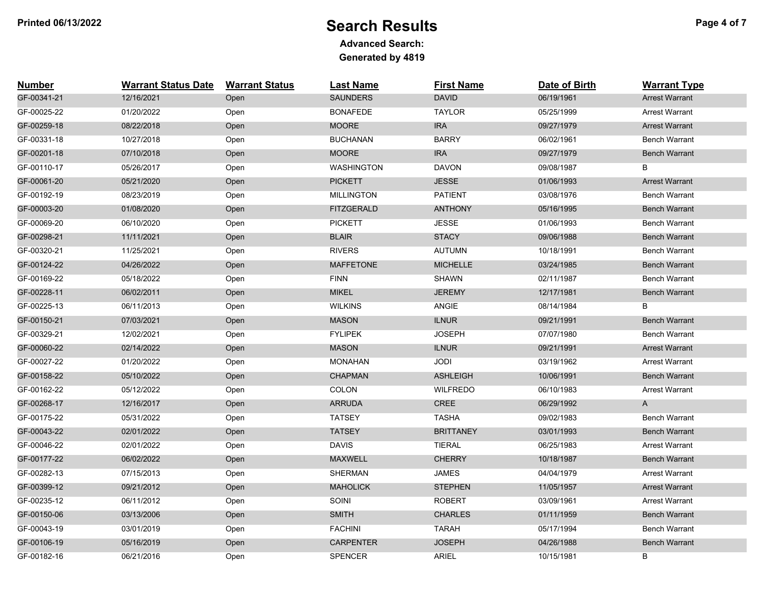# Search Results

**Advanced Search:**

**Generated by 4819**

Printed 06/13/2022

| Number | Warrant Status Date | Warrant Status | Last Name | First Name | Date of Birth | Warrant Type |
|---|---|---|---|---|---|---|
| GF-00341-21 | 12/16/2021 | Open | SAUNDERS | DAVID | 06/19/1961 | Arrest Warrant |
| GF-00025-22 | 01/20/2022 | Open | BONAFEDE | TAYLOR | 05/25/1999 | Arrest Warrant |
| GF-00259-18 | 08/22/2018 | Open | MOORE | IRA | 09/27/1979 | Arrest Warrant |
| GF-00331-18 | 10/27/2018 | Open | BUCHANAN | BARRY | 06/02/1961 | Bench Warrant |
| GF-00201-18 | 07/10/2018 | Open | MOORE | IRA | 09/27/1979 | Bench Warrant |
| GF-00110-17 | 05/26/2017 | Open | WASHINGTON | DAVON | 09/08/1987 | B |
| GF-00061-20 | 05/21/2020 | Open | PICKETT | JESSE | 01/06/1993 | Arrest Warrant |
| GF-00192-19 | 08/23/2019 | Open | MILLINGTON | PATIENT | 03/08/1976 | Bench Warrant |
| GF-00003-20 | 01/08/2020 | Open | FITZGERALD | ANTHONY | 05/16/1995 | Bench Warrant |
| GF-00069-20 | 06/10/2020 | Open | PICKETT | JESSE | 01/06/1993 | Bench Warrant |
| GF-00298-21 | 11/11/2021 | Open | BLAIR | STACY | 09/06/1988 | Bench Warrant |
| GF-00320-21 | 11/25/2021 | Open | RIVERS | AUTUMN | 10/18/1991 | Bench Warrant |
| GF-00124-22 | 04/26/2022 | Open | MAFFETONE | MICHELLE | 03/24/1985 | Bench Warrant |
| GF-00169-22 | 05/18/2022 | Open | FINN | SHAWN | 02/11/1987 | Bench Warrant |
| GF-00228-11 | 06/02/2011 | Open | MIKEL | JEREMY | 12/17/1981 | Bench Warrant |
| GF-00225-13 | 06/11/2013 | Open | WILKINS | ANGIE | 08/14/1984 | B |
| GF-00150-21 | 07/03/2021 | Open | MASON | ILNUR | 09/21/1991 | Bench Warrant |
| GF-00329-21 | 12/02/2021 | Open | FYLIPEK | JOSEPH | 07/07/1980 | Bench Warrant |
| GF-00060-22 | 02/14/2022 | Open | MASON | ILNUR | 09/21/1991 | Arrest Warrant |
| GF-00027-22 | 01/20/2022 | Open | MONAHAN | JODI | 03/19/1962 | Arrest Warrant |
| GF-00158-22 | 05/10/2022 | Open | CHAPMAN | ASHLEIGH | 10/06/1991 | Bench Warrant |
| GF-00162-22 | 05/12/2022 | Open | COLON | WILFREDO | 06/10/1983 | Arrest Warrant |
| GF-00268-17 | 12/16/2017 | Open | ARRUDA | CREE | 06/29/1992 | A |
| GF-00175-22 | 05/31/2022 | Open | TATSEY | TASHA | 09/02/1983 | Bench Warrant |
| GF-00043-22 | 02/01/2022 | Open | TATSEY | BRITTANEY | 03/01/1993 | Bench Warrant |
| GF-00046-22 | 02/01/2022 | Open | DAVIS | TIERAL | 06/25/1983 | Arrest Warrant |
| GF-00177-22 | 06/02/2022 | Open | MAXWELL | CHERRY | 10/18/1987 | Bench Warrant |
| GF-00282-13 | 07/15/2013 | Open | SHERMAN | JAMES | 04/04/1979 | Arrest Warrant |
| GF-00399-12 | 09/21/2012 | Open | MAHOLICK | STEPHEN | 11/05/1957 | Arrest Warrant |
| GF-00235-12 | 06/11/2012 | Open | SOINI | ROBERT | 03/09/1961 | Arrest Warrant |
| GF-00150-06 | 03/13/2006 | Open | SMITH | CHARLES | 01/11/1959 | Bench Warrant |
| GF-00043-19 | 03/01/2019 | Open | FACHINI | TARAH | 05/17/1994 | Bench Warrant |
| GF-00106-19 | 05/16/2019 | Open | CARPENTER | JOSEPH | 04/26/1988 | Bench Warrant |
| GF-00182-16 | 06/21/2016 | Open | SPENCER | ARIEL | 10/15/1981 | B |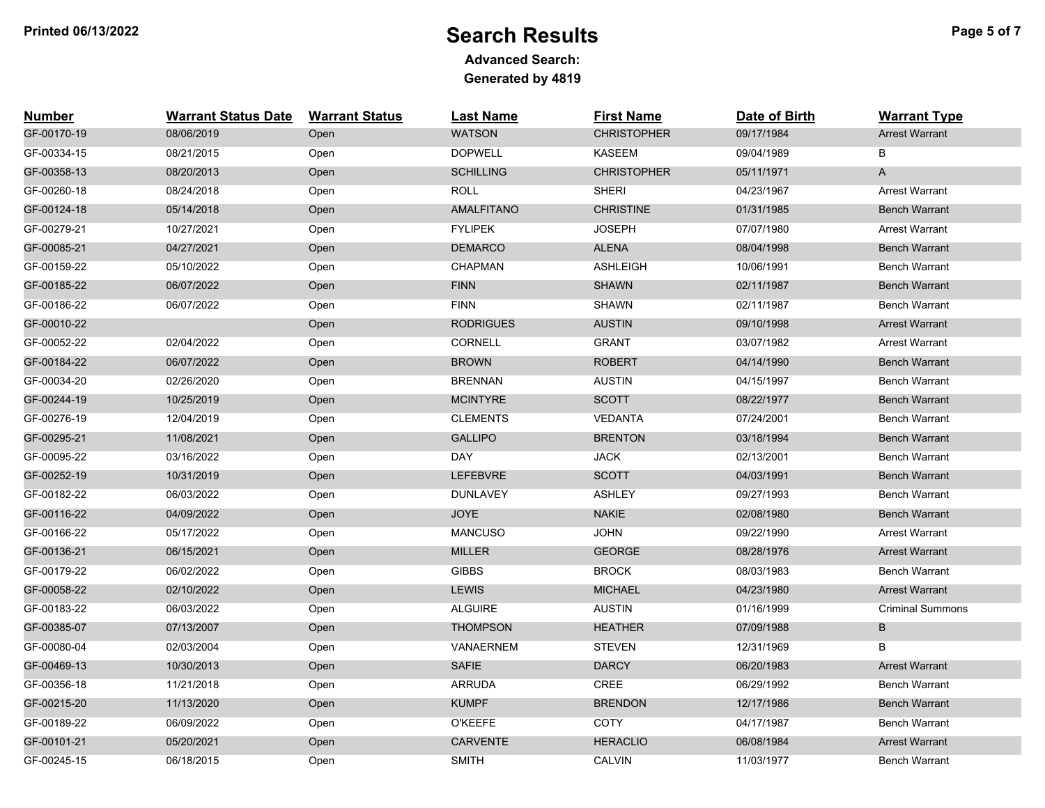# Search Results

**Advanced Search:**

**Generated by 4819**

Printed 06/13/2022

| Number | Warrant Status Date | Warrant Status | Last Name | First Name | Date of Birth | Warrant Type |
|---|---|---|---|---|---|---|
| GF-00170-19 | 08/06/2019 | Open | WATSON | CHRISTOPHER | 09/17/1984 | Arrest Warrant |
| GF-00334-15 | 08/21/2015 | Open | DOPWELL | KASEEM | 09/04/1989 | B |
| GF-00358-13 | 08/20/2013 | Open | SCHILLING | CHRISTOPHER | 05/11/1971 | A |
| GF-00260-18 | 08/24/2018 | Open | ROLL | SHERI | 04/23/1967 | Arrest Warrant |
| GF-00124-18 | 05/14/2018 | Open | AMALFITANO | CHRISTINE | 01/31/1985 | Bench Warrant |
| GF-00279-21 | 10/27/2021 | Open | FYLIPEK | JOSEPH | 07/07/1980 | Arrest Warrant |
| GF-00085-21 | 04/27/2021 | Open | DEMARCO | ALENA | 08/04/1998 | Bench Warrant |
| GF-00159-22 | 05/10/2022 | Open | CHAPMAN | ASHLEIGH | 10/06/1991 | Bench Warrant |
| GF-00185-22 | 06/07/2022 | Open | FINN | SHAWN | 02/11/1987 | Bench Warrant |
| GF-00186-22 | 06/07/2022 | Open | FINN | SHAWN | 02/11/1987 | Bench Warrant |
| GF-00010-22 | | Open | RODRIGUES | AUSTIN | 09/10/1998 | Arrest Warrant |
| GF-00052-22 | 02/04/2022 | Open | CORNELL | GRANT | 03/07/1982 | Arrest Warrant |
| GF-00184-22 | 06/07/2022 | Open | BROWN | ROBERT | 04/14/1990 | Bench Warrant |
| GF-00034-20 | 02/26/2020 | Open | BRENNAN | AUSTIN | 04/15/1997 | Bench Warrant |
| GF-00244-19 | 10/25/2019 | Open | MCINTYRE | SCOTT | 08/22/1977 | Bench Warrant |
| GF-00276-19 | 12/04/2019 | Open | CLEMENTS | VEDANTA | 07/24/2001 | Bench Warrant |
| GF-00295-21 | 11/08/2021 | Open | GALLIPO | BRENTON | 03/18/1994 | Bench Warrant |
| GF-00095-22 | 03/16/2022 | Open | DAY | JACK | 02/13/2001 | Bench Warrant |
| GF-00252-19 | 10/31/2019 | Open | LEFEBVRE | SCOTT | 04/03/1991 | Bench Warrant |
| GF-00182-22 | 06/03/2022 | Open | DUNLAVEY | ASHLEY | 09/27/1993 | Bench Warrant |
| GF-00116-22 | 04/09/2022 | Open | JOYE | NAKIE | 02/08/1980 | Bench Warrant |
| GF-00166-22 | 05/17/2022 | Open | MANCUSO | JOHN | 09/22/1990 | Arrest Warrant |
| GF-00136-21 | 06/15/2021 | Open | MILLER | GEORGE | 08/28/1976 | Arrest Warrant |
| GF-00179-22 | 06/02/2022 | Open | GIBBS | BROCK | 08/03/1983 | Bench Warrant |
| GF-00058-22 | 02/10/2022 | Open | LEWIS | MICHAEL | 04/23/1980 | Arrest Warrant |
| GF-00183-22 | 06/03/2022 | Open | ALGUIRE | AUSTIN | 01/16/1999 | Criminal Summons |
| GF-00385-07 | 07/13/2007 | Open | THOMPSON | HEATHER | 07/09/1988 | B |
| GF-00080-04 | 02/03/2004 | Open | VANAERNEM | STEVEN | 12/31/1969 | B |
| GF-00469-13 | 10/30/2013 | Open | SAFIE | DARCY | 06/20/1983 | Arrest Warrant |
| GF-00356-18 | 11/21/2018 | Open | ARRUDA | CREE | 06/29/1992 | Bench Warrant |
| GF-00215-20 | 11/13/2020 | Open | KUMPF | BRENDON | 12/17/1986 | Bench Warrant |
| GF-00189-22 | 06/09/2022 | Open | O'KEEFE | COTY | 04/17/1987 | Bench Warrant |
| GF-00101-21 | 05/20/2021 | Open | CARVENTE | HERACLIO | 06/08/1984 | Arrest Warrant |
| GF-00245-15 | 06/18/2015 | Open | SMITH | CALVIN | 11/03/1977 | Bench Warrant |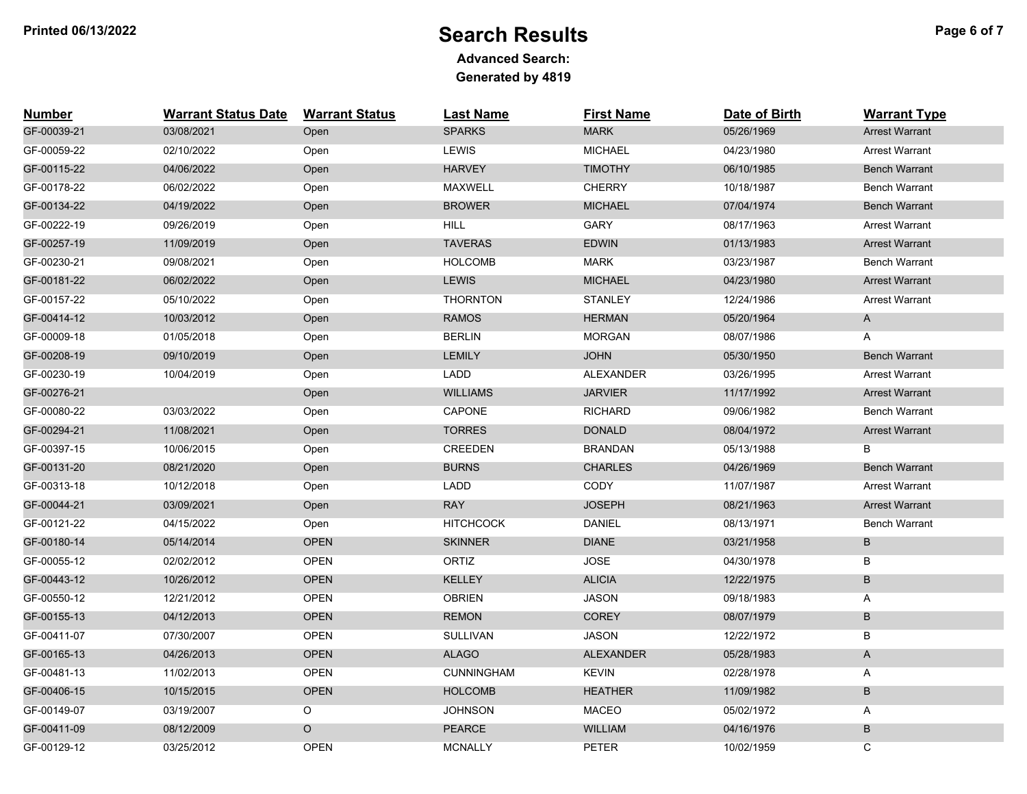# Search Results

**Advanced Search:**

**Generated by 4819**

| Number | Warrant Status Date | Warrant Status | Last Name | First Name | Date of Birth | Warrant Type |
|---|---|---|---|---|---|---|
| GF-00039-21 | 03/08/2021 | Open | SPARKS | MARK | 05/26/1969 | Arrest Warrant |
| GF-00059-22 | 02/10/2022 | Open | LEWIS | MICHAEL | 04/23/1980 | Arrest Warrant |
| GF-00115-22 | 04/06/2022 | Open | HARVEY | TIMOTHY | 06/10/1985 | Bench Warrant |
| GF-00178-22 | 06/02/2022 | Open | MAXWELL | CHERRY | 10/18/1987 | Bench Warrant |
| GF-00134-22 | 04/19/2022 | Open | BROWER | MICHAEL | 07/04/1974 | Bench Warrant |
| GF-00222-19 | 09/26/2019 | Open | HILL | GARY | 08/17/1963 | Arrest Warrant |
| GF-00257-19 | 11/09/2019 | Open | TAVERAS | EDWIN | 01/13/1983 | Arrest Warrant |
| GF-00230-21 | 09/08/2021 | Open | HOLCOMB | MARK | 03/23/1987 | Bench Warrant |
| GF-00181-22 | 06/02/2022 | Open | LEWIS | MICHAEL | 04/23/1980 | Arrest Warrant |
| GF-00157-22 | 05/10/2022 | Open | THORNTON | STANLEY | 12/24/1986 | Arrest Warrant |
| GF-00414-12 | 10/03/2012 | Open | RAMOS | HERMAN | 05/20/1964 | A |
| GF-00009-18 | 01/05/2018 | Open | BERLIN | MORGAN | 08/07/1986 | A |
| GF-00208-19 | 09/10/2019 | Open | LEMILY | JOHN | 05/30/1950 | Bench Warrant |
| GF-00230-19 | 10/04/2019 | Open | LADD | ALEXANDER | 03/26/1995 | Arrest Warrant |
| GF-00276-21 | | Open | WILLIAMS | JARVIER | 11/17/1992 | Arrest Warrant |
| GF-00080-22 | 03/03/2022 | Open | CAPONE | RICHARD | 09/06/1982 | Bench Warrant |
| GF-00294-21 | 11/08/2021 | Open | TORRES | DONALD | 08/04/1972 | Arrest Warrant |
| GF-00397-15 | 10/06/2015 | Open | CREEDEN | BRANDAN | 05/13/1988 | B |
| GF-00131-20 | 08/21/2020 | Open | BURNS | CHARLES | 04/26/1969 | Bench Warrant |
| GF-00313-18 | 10/12/2018 | Open | LADD | CODY | 11/07/1987 | Arrest Warrant |
| GF-00044-21 | 03/09/2021 | Open | RAY | JOSEPH | 08/21/1963 | Arrest Warrant |
| GF-00121-22 | 04/15/2022 | Open | HITCHCOCK | DANIEL | 08/13/1971 | Bench Warrant |
| GF-00180-14 | 05/14/2014 | OPEN | SKINNER | DIANE | 03/21/1958 | B |
| GF-00055-12 | 02/02/2012 | OPEN | ORTIZ | JOSE | 04/30/1978 | B |
| GF-00443-12 | 10/26/2012 | OPEN | KELLEY | ALICIA | 12/22/1975 | B |
| GF-00550-12 | 12/21/2012 | OPEN | OBRIEN | JASON | 09/18/1983 | A |
| GF-00155-13 | 04/12/2013 | OPEN | REMON | COREY | 08/07/1979 | B |
| GF-00411-07 | 07/30/2007 | OPEN | SULLIVAN | JASON | 12/22/1972 | B |
| GF-00165-13 | 04/26/2013 | OPEN | ALAGO | ALEXANDER | 05/28/1983 | A |
| GF-00481-13 | 11/02/2013 | OPEN | CUNNINGHAM | KEVIN | 02/28/1978 | A |
| GF-00406-15 | 10/15/2015 | OPEN | HOLCOMB | HEATHER | 11/09/1982 | B |
| GF-00149-07 | 03/19/2007 | O | JOHNSON | MACEO | 05/02/1972 | A |
| GF-00411-09 | 08/12/2009 | O | PEARCE | WILLIAM | 04/16/1976 | B |
| GF-00129-12 | 03/25/2012 | OPEN | MCNALLY | PETER | 10/02/1959 | C |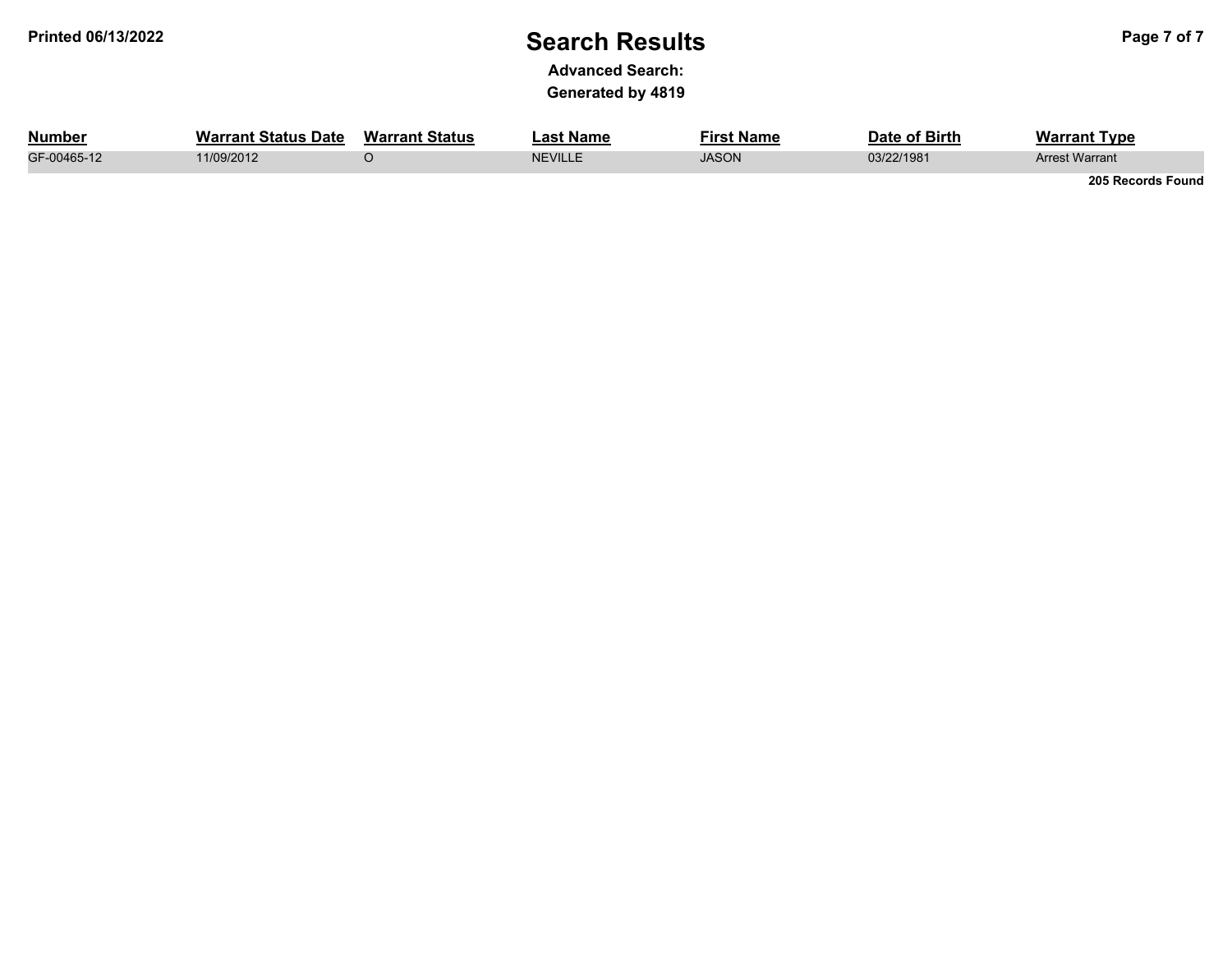# Search Results

**Advanced Search:**

**Generated by 4819**

| Number | Warrant Status Date | Warrant Status | Last Name | First Name | Date of Birth | Warrant Type |
|---|---|---|---|---|---|---|
| GF-00465-12 | 11/09/2012 | O | NEVILLE | JASON | 03/22/1981 | Arrest Warrant |

**205 Records Found**